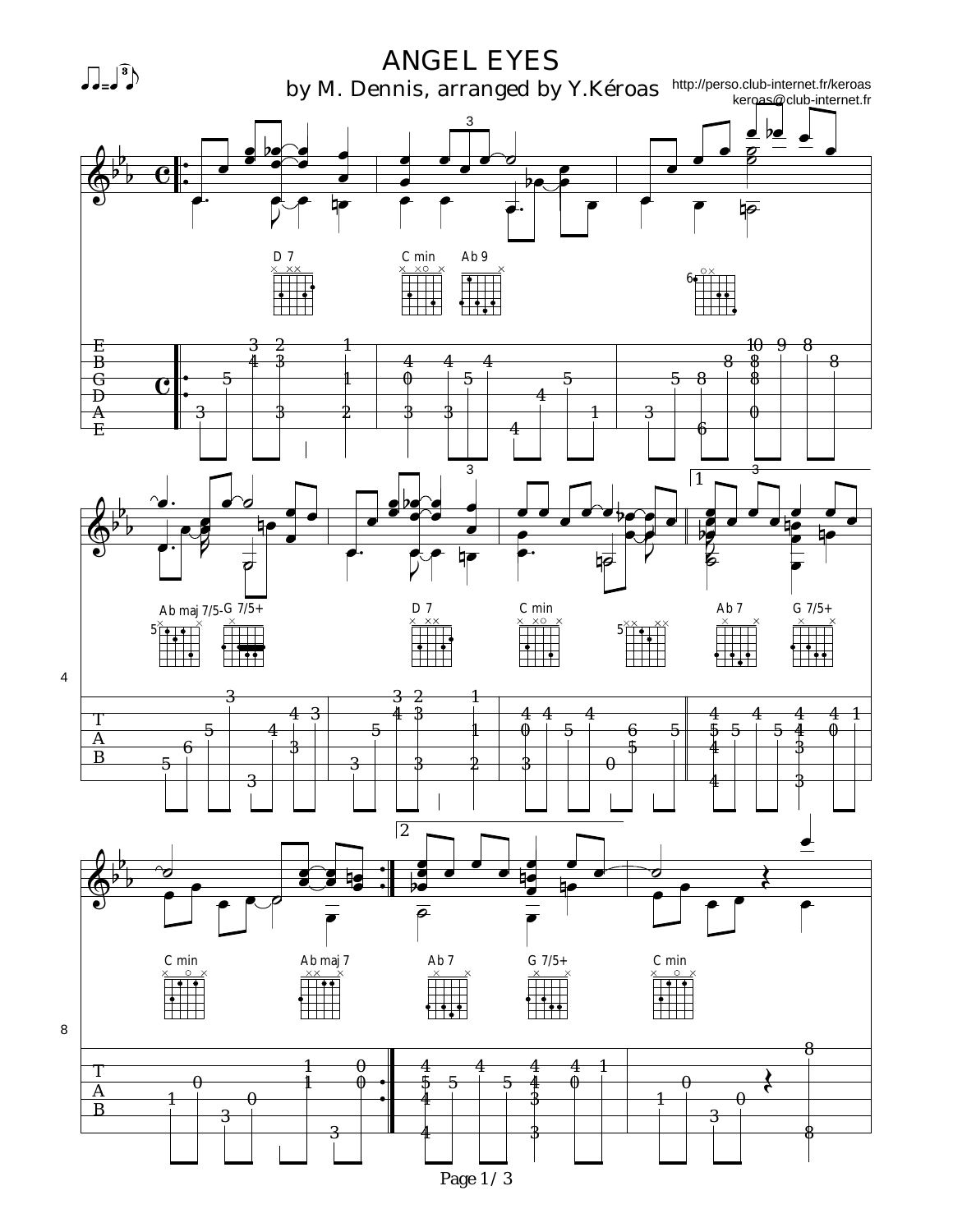# ANGEL EYES

by M. Dennis, arranged by Y.Kéroas

http://perso.club-internet.fr/keroas
keroas@club-internet.fr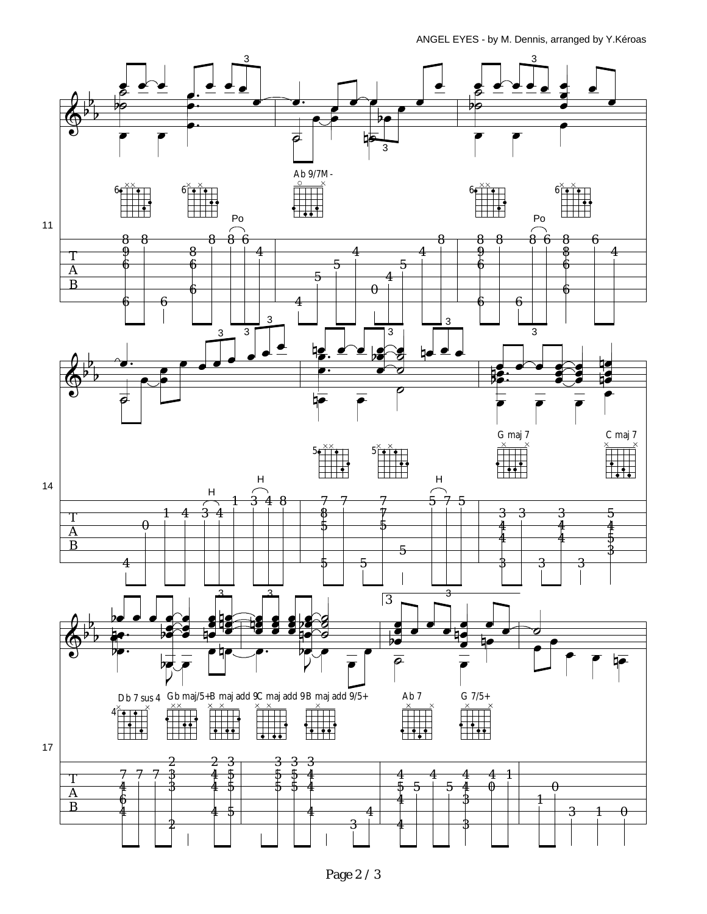ANGEL EYES - by M. Dennis, arranged by Y.Kéroas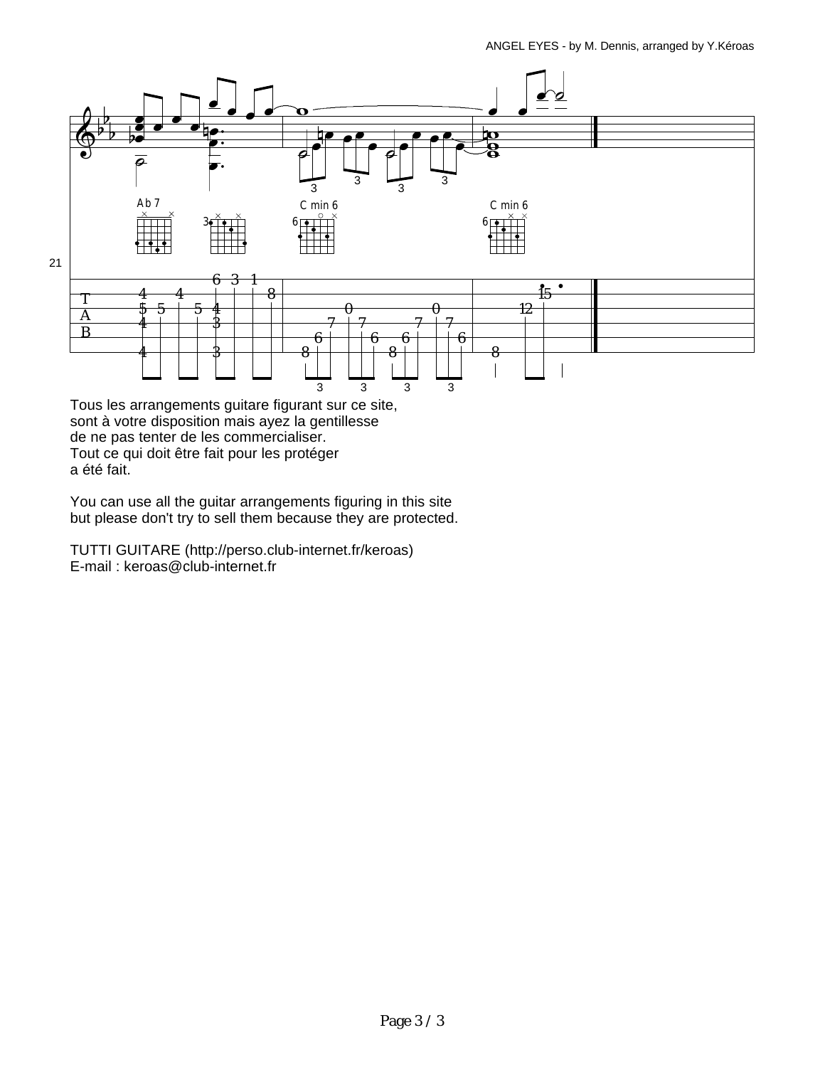Tous les arrangements guitare figurant sur ce site,
sont à votre disposition mais ayez la gentillesse
de ne pas tenter de les commercialiser.
Tout ce qui doit être fait pour les protéger
a été fait.

You can use all the guitar arrangements figuring in this site
but please don't try to sell them because they are protected.

TUTTI GUITARE (http://perso.club-internet.fr/keroas)
E-mail : keroas@club-internet.fr